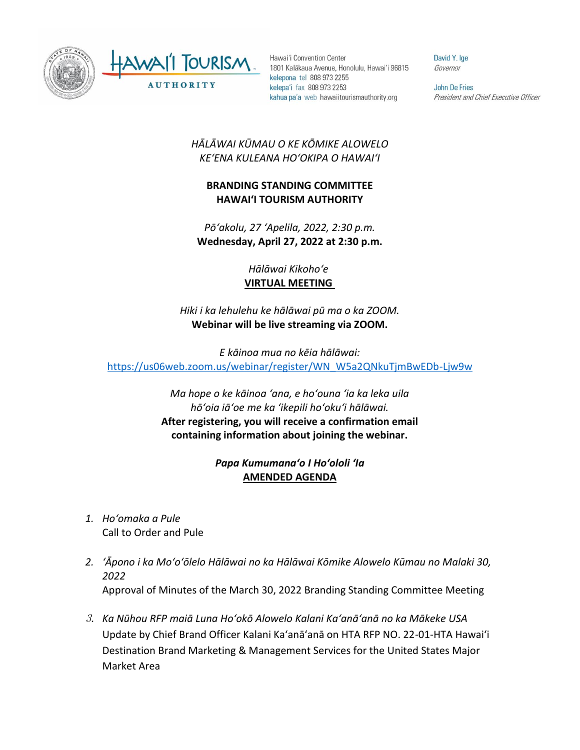Hawaiʻi Convention Center
1801 Kalākaua Avenue, Honolulu, Hawaiʻi 96815
kelepona tel 808 973 2255
kelepaʻi fax 808 973 2253
kahua paʻa web hawaiitourismauthority.org

David Y. Ige
*Governor*

John De Fries
*President and Chief Executive Officer*

*HĀLĀWAI KŪMAU O KE KŌMIKE ALOWELO*
*KEʻENA KULEANA HOʻOKIPA O HAWAIʻI*

**BRANDING STANDING COMMITTEE**
**HAWAIʻI TOURISM AUTHORITY**

*Pōʻakolu, 27 ʻApelila, 2022, 2:30 p.m.*
**Wednesday, April 27, 2022 at 2:30 p.m.**

*Hālāwai Kikohoʻe*
**VIRTUAL MEETING**

*Hiki i ka lehulehu ke hālāwai pū ma o ka ZOOM.*
**Webinar will be live streaming via ZOOM.**

*E kāinoa mua no kēia hālāwai:*
https://us06web.zoom.us/webinar/register/WN_W5a2QNkuTjmBwEDb-Ljw9w

*Ma hope o ke kāinoa ʻana, e hoʻouna ʻia ka leka uila hōʻoia iāʻoe me ka ʻikepili hoʻokuʻi hālāwai.*
**After registering, you will receive a confirmation email containing information about joining the webinar.**

***Papa Kumumanaʻo I Hoʻololi ʻIa***
**AMENDED AGENDA**

1. *Hoʻomaka a Pule*
   Call to Order and Pule

2. *ʻĀpono i ka Moʻoʻōlelo Hālāwai no ka Hālāwai Kōmike Alowelo Kūmau no Malaki 30, 2022*
   Approval of Minutes of the March 30, 2022 Branding Standing Committee Meeting

3. *Ka Nūhou RFP maiā Luna Hoʻokō Alowelo Kalani Kaʻanāʻanā no ka Mākeke USA*
   Update by Chief Brand Officer Kalani Kaʻanāʻanā on HTA RFP NO. 22-01-HTA Hawaiʻi Destination Brand Marketing & Management Services for the United States Major Market Area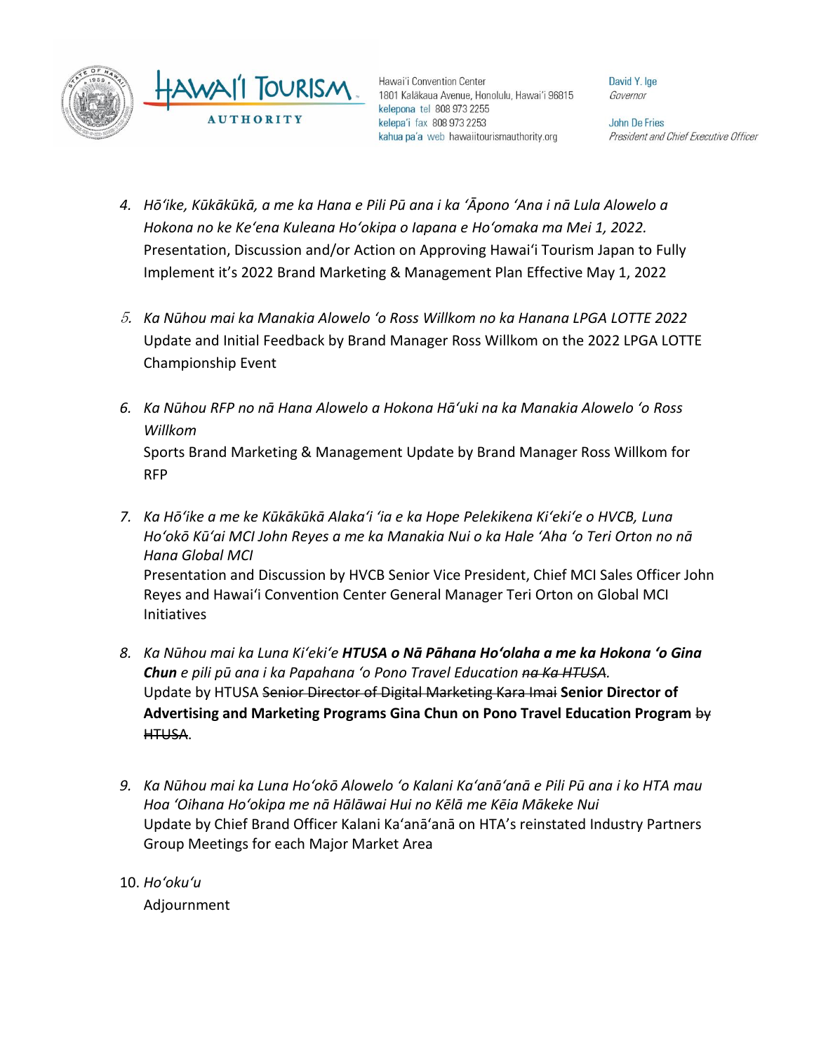Hawaiʻi Convention Center
1801 Kalākaua Avenue, Honolulu, Hawaiʻi 96815
kelepona tel 808 973 2255
kelepaʻi fax 808 973 2253
kahua paʻa web hawaiitourismauthority.org

David Y. Ige
*Governor*

John De Fries
*President and Chief Executive Officer*

4. *Hōʻike, Kūkākūkā, a me ka Hana e Pili Pū ana i ka ʻĀpono ʻAna i nā Lula Alowelo a Hokona no ke Keʻena Kuleana Hoʻokipa o Iapana e Hoʻomaka ma Mei 1, 2022.*
   Presentation, Discussion and/or Action on Approving Hawaiʻi Tourism Japan to Fully Implement it's 2022 Brand Marketing & Management Plan Effective May 1, 2022

5. *Ka Nūhou mai ka Manakia Alowelo ʻo Ross Willkom no ka Hanana LPGA LOTTE 2022*
   Update and Initial Feedback by Brand Manager Ross Willkom on the 2022 LPGA LOTTE Championship Event

6. *Ka Nūhou RFP no nā Hana Alowelo a Hokona Hāʻuki na ka Manakia Alowelo ʻo Ross Willkom*
   Sports Brand Marketing & Management Update by Brand Manager Ross Willkom for RFP

7. *Ka Hōʻike a me ke Kūkākūkā Alakaʻi ʻia e ka Hope Pelekikena Kiʻekiʻe o HVCB, Luna Hoʻokō Kūʻai MCI John Reyes a me ka Manakia Nui o ka Hale ʻAha ʻo Teri Orton no nā Hana Global MCI*
   Presentation and Discussion by HVCB Senior Vice President, Chief MCI Sales Officer John Reyes and Hawaiʻi Convention Center General Manager Teri Orton on Global MCI Initiatives

8. *Ka Nūhou mai ka Luna Kiʻekiʻe **HTUSA o Nā Pāhana Hoʻolaha a me ka Hokona ʻo Gina Chun** e pili pū ana i ka Papahana ʻo Pono Travel Education ~~na Ka HTUSA~~.*
   Update by HTUSA ~~Senior Director of Digital Marketing Kara Imai~~ **Senior Director of Advertising and Marketing Programs Gina Chun on Pono Travel Education Program** ~~by HTUSA~~.

9. *Ka Nūhou mai ka Luna Hoʻokō Alowelo ʻo Kalani Kaʻanāʻanā e Pili Pū ana i ko HTA mau Hoa ʻOihana Hoʻokipa me nā Hālāwai Hui no Kēlā me Kēia Mākeke Nui*
   Update by Chief Brand Officer Kalani Kaʻanāʻanā on HTA's reinstated Industry Partners Group Meetings for each Major Market Area

10. *Hoʻokuʻu*
    Adjournment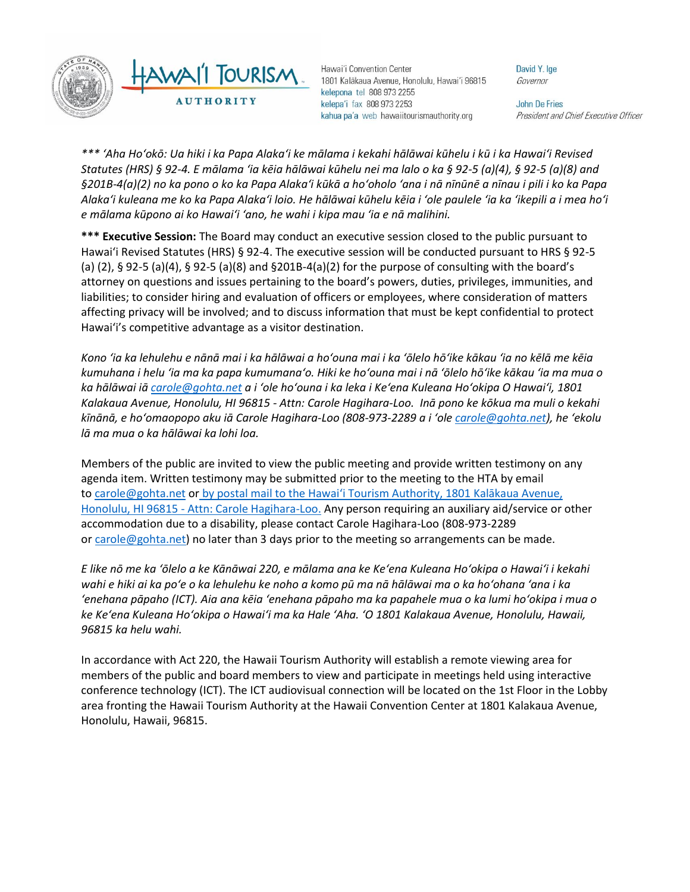*\*\*\* ʻAha Hoʻokō: Ua hiki i ka Papa Alakaʻi ke mālama i kekahi hālāwai kūhelu i kū i ka Hawaiʻi Revised Statutes (HRS) § 92-4. E mālama ʻia kēia hālāwai kūhelu nei ma lalo o ka § 92-5 (a)(4), § 92-5 (a)(8) and §201B-4(a)(2) no ka pono o ko ka Papa Alakaʻi kūkā a hoʻoholo ʻana i nā nīnūnē a nīnau i pili i ko ka Papa Alakaʻi kuleana me ko ka Papa Alakaʻi loio. He hālāwai kūhelu kēia i ʻole paulele ʻia ka ʻikepili a i mea hoʻi e mālama kūpono ai ko Hawaiʻi ʻano, he wahi i kipa mau ʻia e nā malihini.*

**\*\*\* Executive Session:** The Board may conduct an executive session closed to the public pursuant to Hawaiʻi Revised Statutes (HRS) § 92-4. The executive session will be conducted pursuant to HRS § 92-5 (a) (2), § 92-5 (a)(4), § 92-5 (a)(8) and §201B-4(a)(2) for the purpose of consulting with the board's attorney on questions and issues pertaining to the board's powers, duties, privileges, immunities, and liabilities; to consider hiring and evaluation of officers or employees, where consideration of matters affecting privacy will be involved; and to discuss information that must be kept confidential to protect Hawaiʻi's competitive advantage as a visitor destination.

*Kono ʻia ka lehulehu e nānā mai i ka hālāwai a hoʻouna mai i ka ʻōlelo hōʻike kākau ʻia no kēlā me kēia kumuhana i helu ʻia ma ka papa kumumanaʻo. Hiki ke hoʻouna mai i nā ʻōlelo hōʻike kākau ʻia ma mua o ka hālāwai iā carole@gohta.net a i ʻole hoʻouna i ka leka i Keʻena Kuleana Hoʻokipa O Hawaiʻi, 1801 Kalakaua Avenue, Honolulu, HI 96815 - Attn: Carole Hagihara-Loo. Inā pono ke kōkua ma muli o kekahi kīnānā, e hoʻomaopopo aku iā Carole Hagihara-Loo (808-973-2289 a i ʻole carole@gohta.net), he ʻekolu lā ma mua o ka hālāwai ka lohi loa.*

Members of the public are invited to view the public meeting and provide written testimony on any agenda item. Written testimony may be submitted prior to the meeting to the HTA by email to carole@gohta.net or by postal mail to the Hawaiʻi Tourism Authority, 1801 Kalākaua Avenue, Honolulu, HI 96815 - Attn: Carole Hagihara-Loo. Any person requiring an auxiliary aid/service or other accommodation due to a disability, please contact Carole Hagihara-Loo (808-973-2289 or carole@gohta.net) no later than 3 days prior to the meeting so arrangements can be made.

*E like nō me ka ʻōlelo a ke Kānāwai 220, e mālama ana ke Keʻena Kuleana Hoʻokipa o Hawaiʻi i kekahi wahi e hiki ai ka poʻe o ka lehulehu ke noho a komo pū ma nā hālāwai ma o ka hoʻohana ʻana i ka ʻenehana pāpaho (ICT). Aia ana kēia ʻenehana pāpaho ma ka papahele mua o ka lumi hoʻokipa i mua o ke Keʻena Kuleana Hoʻokipa o Hawaiʻi ma ka Hale ʻAha. ʻO 1801 Kalakaua Avenue, Honolulu, Hawaii, 96815 ka helu wahi.*

In accordance with Act 220, the Hawaii Tourism Authority will establish a remote viewing area for members of the public and board members to view and participate in meetings held using interactive conference technology (ICT). The ICT audiovisual connection will be located on the 1st Floor in the Lobby area fronting the Hawaii Tourism Authority at the Hawaii Convention Center at 1801 Kalakaua Avenue, Honolulu, Hawaii, 96815.